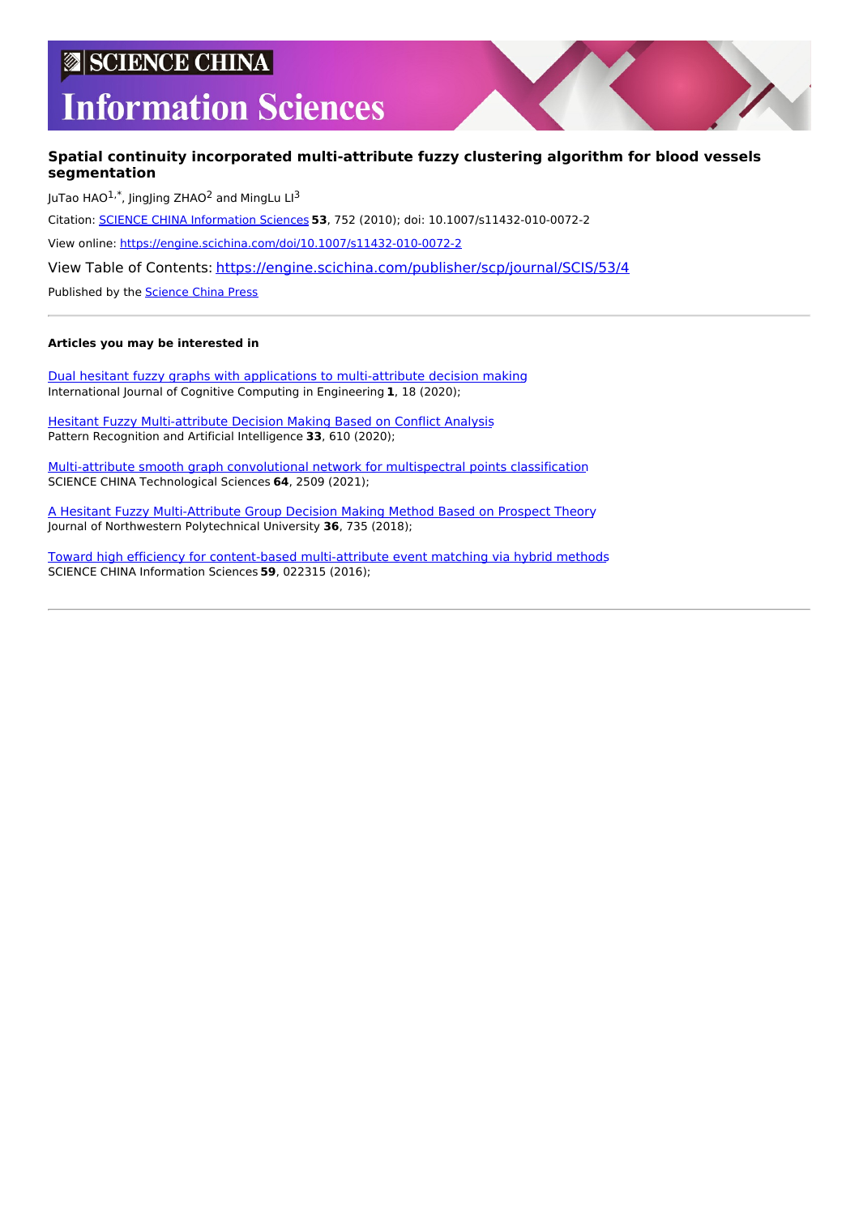# SCIENCE CHINA Information Sciences

## Spatial continuity incorporated multi-attribute fuzzy clustering algorithm for blood vessels segmentation

JuTao HAO[1,*], JingJing ZHAO[2] and MingLu LI[3]

Citation: SCIENCE CHINA Information Sciences **53**, 752 (2010); doi: 10.1007/s11432-010-0072-2

View online: https://engine.scichina.com/doi/10.1007/s11432-010-0072-2

View Table of Contents: https://engine.scichina.com/publisher/scp/journal/SCIS/53/4

Published by the Science China Press

---

**Articles you may be interested in**

Dual hesitant fuzzy graphs with applications to multi-attribute decision making
International Journal of Cognitive Computing in Engineering **1**, 18 (2020);

Hesitant Fuzzy Multi-attribute Decision Making Based on Conflict Analysis
Pattern Recognition and Artificial Intelligence **33**, 610 (2020);

Multi-attribute smooth graph convolutional network for multispectral points classification
SCIENCE CHINA Technological Sciences **64**, 2509 (2021);

A Hesitant Fuzzy Multi-Attribute Group Decision Making Method Based on Prospect Theory
Journal of Northwestern Polytechnical University **36**, 735 (2018);

Toward high efficiency for content-based multi-attribute event matching via hybrid methods
SCIENCE CHINA Information Sciences **59**, 022315 (2016);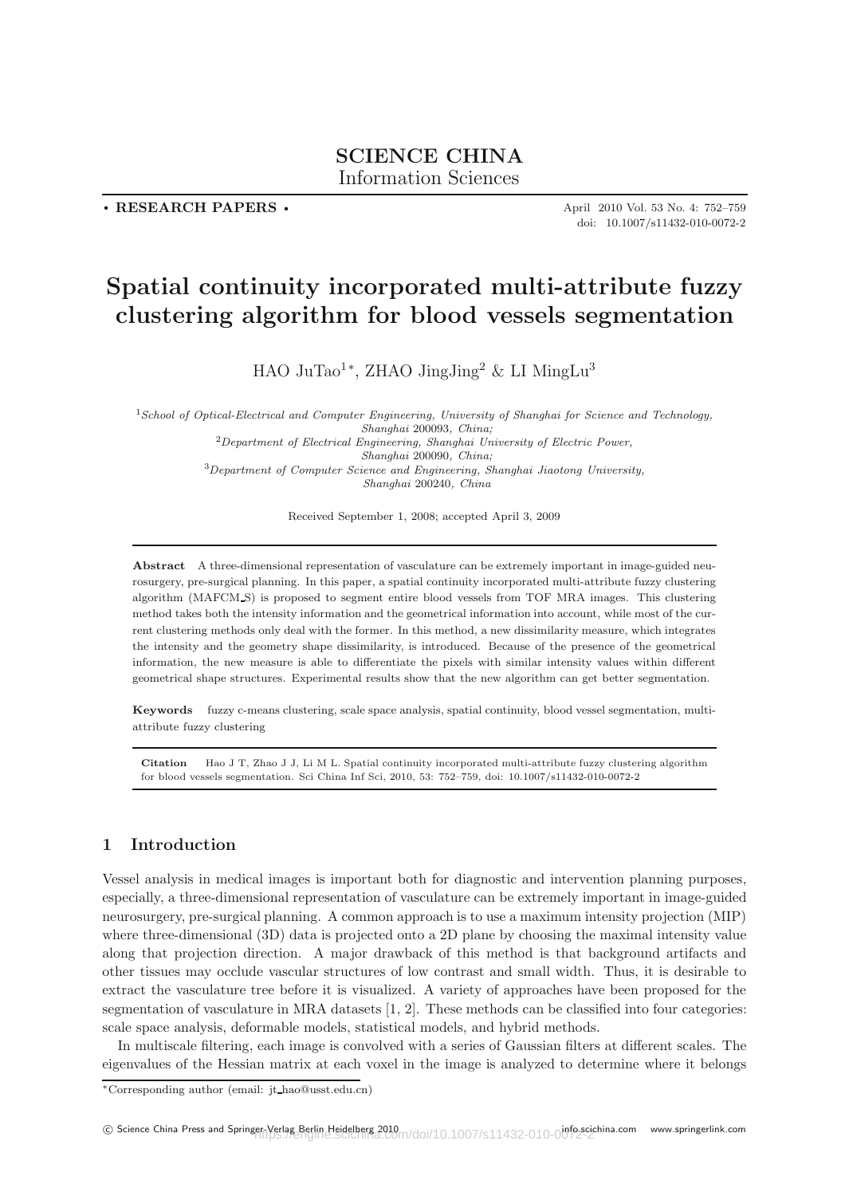**SCIENCE CHINA**
Information Sciences

• **RESEARCH PAPERS** •

April 2010 Vol. 53 No. 4: 752–759
doi: 10.1007/s11432-010-0072-2

# Spatial continuity incorporated multi-attribute fuzzy clustering algorithm for blood vessels segmentation

HAO JuTao[1]*, ZHAO JingJing[2] & LI MingLu[3]

[1]*School of Optical-Electrical and Computer Engineering, University of Shanghai for Science and Technology, Shanghai* 200093*, China;*
[2]*Department of Electrical Engineering, Shanghai University of Electric Power, Shanghai* 200090*, China;*
[3]*Department of Computer Science and Engineering, Shanghai Jiaotong University, Shanghai* 200240*, China*

Received September 1, 2008; accepted April 3, 2009

**Abstract** A three-dimensional representation of vasculature can be extremely important in image-guided neurosurgery, pre-surgical planning. In this paper, a spatial continuity incorporated multi-attribute fuzzy clustering algorithm (MAFCM_S) is proposed to segment entire blood vessels from TOF MRA images. This clustering method takes both the intensity information and the geometrical information into account, while most of the current clustering methods only deal with the former. In this method, a new dissimilarity measure, which integrates the intensity and the geometry shape dissimilarity, is introduced. Because of the presence of the geometrical information, the new measure is able to differentiate the pixels with similar intensity values within different geometrical shape structures. Experimental results show that the new algorithm can get better segmentation.

**Keywords** fuzzy c-means clustering, scale space analysis, spatial continuity, blood vessel segmentation, multi-attribute fuzzy clustering

**Citation** Hao J T, Zhao J J, Li M L. Spatial continuity incorporated multi-attribute fuzzy clustering algorithm for blood vessels segmentation. Sci China Inf Sci, 2010, 53: 752–759, doi: 10.1007/s11432-010-0072-2

## 1 Introduction

Vessel analysis in medical images is important both for diagnostic and intervention planning purposes, especially, a three-dimensional representation of vasculature can be extremely important in image-guided neurosurgery, pre-surgical planning. A common approach is to use a maximum intensity projection (MIP) where three-dimensional (3D) data is projected onto a 2D plane by choosing the maximal intensity value along that projection direction. A major drawback of this method is that background artifacts and other tissues may occlude vascular structures of low contrast and small width. Thus, it is desirable to extract the vasculature tree before it is visualized. A variety of approaches have been proposed for the segmentation of vasculature in MRA datasets [1, 2]. These methods can be classified into four categories: scale space analysis, deformable models, statistical models, and hybrid methods.

In multiscale filtering, each image is convolved with a series of Gaussian filters at different scales. The eigenvalues of the Hessian matrix at each voxel in the image is analyzed to determine where it belongs

*Corresponding author (email: jt_hao@usst.edu.cn)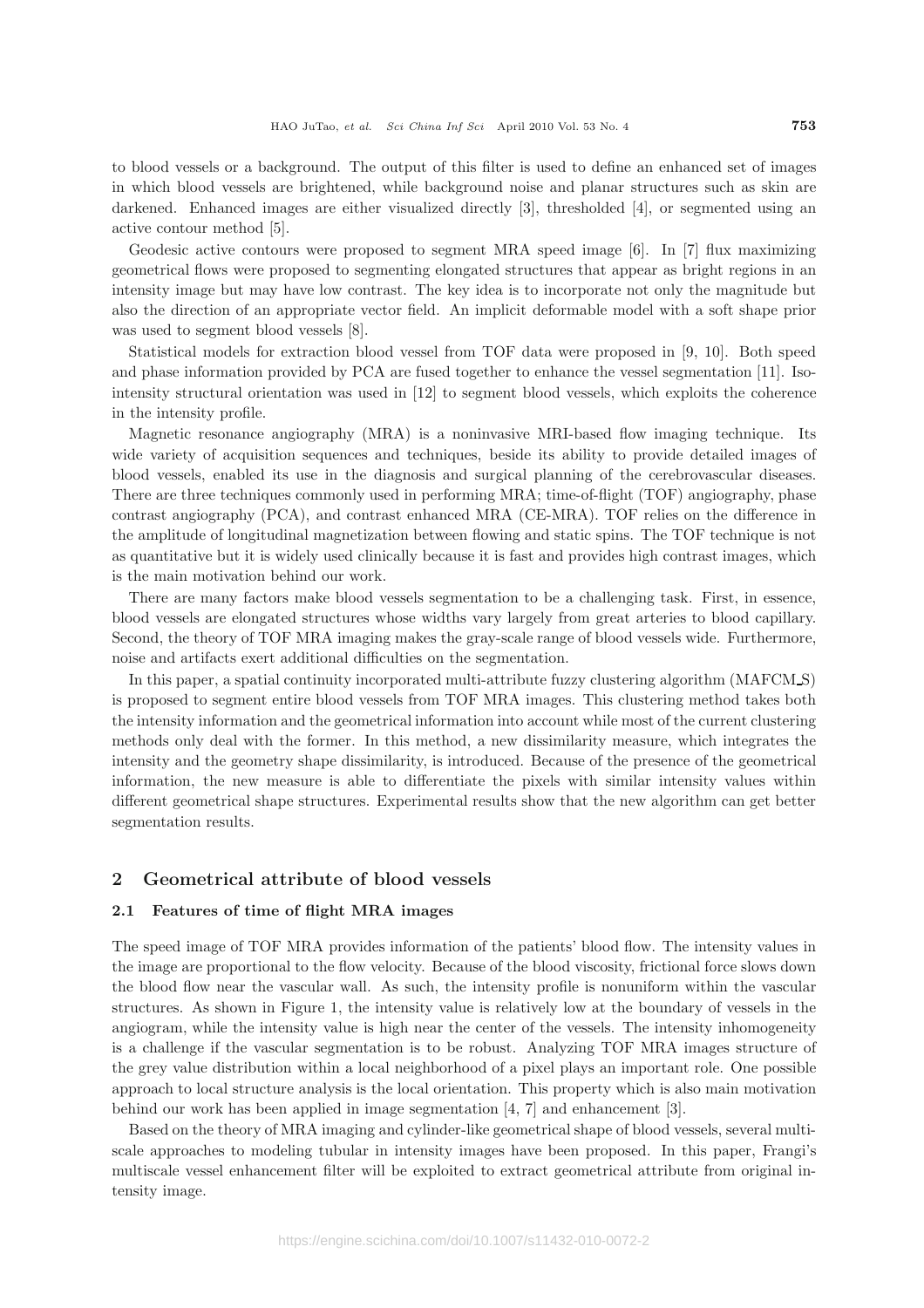to blood vessels or a background. The output of this filter is used to define an enhanced set of images in which blood vessels are brightened, while background noise and planar structures such as skin are darkened. Enhanced images are either visualized directly [3], thresholded [4], or segmented using an active contour method [5].

Geodesic active contours were proposed to segment MRA speed image [6]. In [7] flux maximizing geometrical flows were proposed to segmenting elongated structures that appear as bright regions in an intensity image but may have low contrast. The key idea is to incorporate not only the magnitude but also the direction of an appropriate vector field. An implicit deformable model with a soft shape prior was used to segment blood vessels [8].

Statistical models for extraction blood vessel from TOF data were proposed in [9, 10]. Both speed and phase information provided by PCA are fused together to enhance the vessel segmentation [11]. Iso-intensity structural orientation was used in [12] to segment blood vessels, which exploits the coherence in the intensity profile.

Magnetic resonance angiography (MRA) is a noninvasive MRI-based flow imaging technique. Its wide variety of acquisition sequences and techniques, beside its ability to provide detailed images of blood vessels, enabled its use in the diagnosis and surgical planning of the cerebrovascular diseases. There are three techniques commonly used in performing MRA; time-of-flight (TOF) angiography, phase contrast angiography (PCA), and contrast enhanced MRA (CE-MRA). TOF relies on the difference in the amplitude of longitudinal magnetization between flowing and static spins. The TOF technique is not as quantitative but it is widely used clinically because it is fast and provides high contrast images, which is the main motivation behind our work.

There are many factors make blood vessels segmentation to be a challenging task. First, in essence, blood vessels are elongated structures whose widths vary largely from great arteries to blood capillary. Second, the theory of TOF MRA imaging makes the gray-scale range of blood vessels wide. Furthermore, noise and artifacts exert additional difficulties on the segmentation.

In this paper, a spatial continuity incorporated multi-attribute fuzzy clustering algorithm (MAFCM_S) is proposed to segment entire blood vessels from TOF MRA images. This clustering method takes both the intensity information and the geometrical information into account while most of the current clustering methods only deal with the former. In this method, a new dissimilarity measure, which integrates the intensity and the geometry shape dissimilarity, is introduced. Because of the presence of the geometrical information, the new measure is able to differentiate the pixels with similar intensity values within different geometrical shape structures. Experimental results show that the new algorithm can get better segmentation results.

## 2 Geometrical attribute of blood vessels

### 2.1 Features of time of flight MRA images

The speed image of TOF MRA provides information of the patients' blood flow. The intensity values in the image are proportional to the flow velocity. Because of the blood viscosity, frictional force slows down the blood flow near the vascular wall. As such, the intensity profile is nonuniform within the vascular structures. As shown in Figure 1, the intensity value is relatively low at the boundary of vessels in the angiogram, while the intensity value is high near the center of the vessels. The intensity inhomogeneity is a challenge if the vascular segmentation is to be robust. Analyzing TOF MRA images structure of the grey value distribution within a local neighborhood of a pixel plays an important role. One possible approach to local structure analysis is the local orientation. This property which is also main motivation behind our work has been applied in image segmentation [4, 7] and enhancement [3].

Based on the theory of MRA imaging and cylinder-like geometrical shape of blood vessels, several multi-scale approaches to modeling tubular in intensity images have been proposed. In this paper, Frangi's multiscale vessel enhancement filter will be exploited to extract geometrical attribute from original intensity image.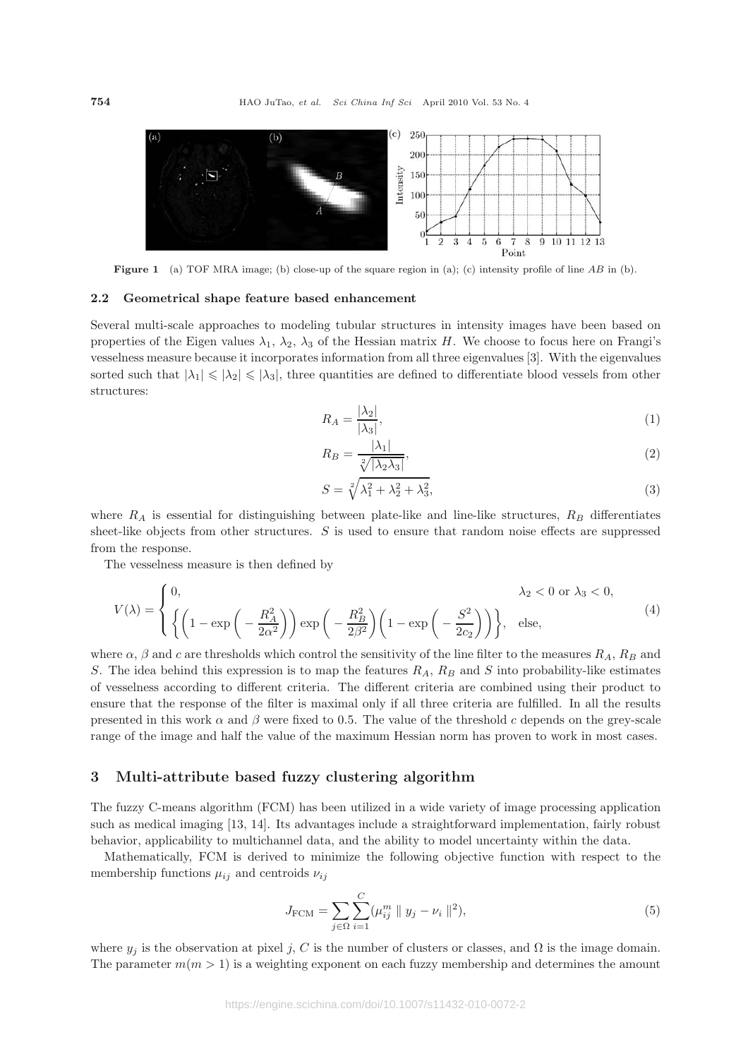Figure 1 (a) TOF MRA image; (b) close-up of the square region in (a); (c) intensity profile of line $AB$ in (b).

### 2.2 Geometrical shape feature based enhancement

Several multi-scale approaches to modeling tubular structures in intensity images have been based on properties of the Eigen values $\lambda_1$, $\lambda_2$, $\lambda_3$ of the Hessian matrix $H$. We choose to focus here on Frangi's vesselness measure because it incorporates information from all three eigenvalues [3]. With the eigenvalues sorted such that $|\lambda_1| \leqslant |\lambda_2| \leqslant |\lambda_3|$, three quantities are defined to differentiate blood vessels from other structures:

$$R_A = \frac{|\lambda_2|}{|\lambda_3|}, \tag{1}$$

$$R_B = \frac{|\lambda_1|}{\sqrt[2]{|\lambda_2 \lambda_3|}}, \tag{2}$$

$$S = \sqrt[2]{\lambda_1^2 + \lambda_2^2 + \lambda_3^2}, \tag{3}$$

where $R_A$ is essential for distinguishing between plate-like and line-like structures, $R_B$ differentiates sheet-like objects from other structures. $S$ is used to ensure that random noise effects are suppressed from the response.

The vesselness measure is then defined by

$$V(\lambda) = \begin{cases} 0, & \lambda_2 < 0 \text{ or } \lambda_3 < 0, \\ \left\{ \left(1 - \exp\left(-\frac{R_A^2}{2\alpha^2}\right)\right) \exp\left(-\frac{R_B^2}{2\beta^2}\right) \left(1 - \exp\left(-\frac{S^2}{2c_2}\right)\right) \right\}, & \text{else,} \end{cases} \tag{4}$$

where $\alpha$, $\beta$ and $c$ are thresholds which control the sensitivity of the line filter to the measures $R_A$, $R_B$ and $S$. The idea behind this expression is to map the features $R_A$, $R_B$ and $S$ into probability-like estimates of vesselness according to different criteria. The different criteria are combined using their product to ensure that the response of the filter is maximal only if all three criteria are fulfilled. In all the results presented in this work $\alpha$ and $\beta$ were fixed to 0.5. The value of the threshold $c$ depends on the grey-scale range of the image and half the value of the maximum Hessian norm has proven to work in most cases.

## 3 Multi-attribute based fuzzy clustering algorithm

The fuzzy C-means algorithm (FCM) has been utilized in a wide variety of image processing application such as medical imaging [13, 14]. Its advantages include a straightforward implementation, fairly robust behavior, applicability to multichannel data, and the ability to model uncertainty within the data.

Mathematically, FCM is derived to minimize the following objective function with respect to the membership functions $\mu_{ij}$ and centroids $\nu_{ij}$

$$J_{\text{FCM}} = \sum_{j \in \Omega} \sum_{i=1}^{C} (\mu_{ij}^m \parallel y_j - \nu_i \parallel^2), \tag{5}$$

where $y_j$ is the observation at pixel $j$, $C$ is the number of clusters or classes, and $\Omega$ is the image domain. The parameter $m (m > 1)$ is a weighting exponent on each fuzzy membership and determines the amount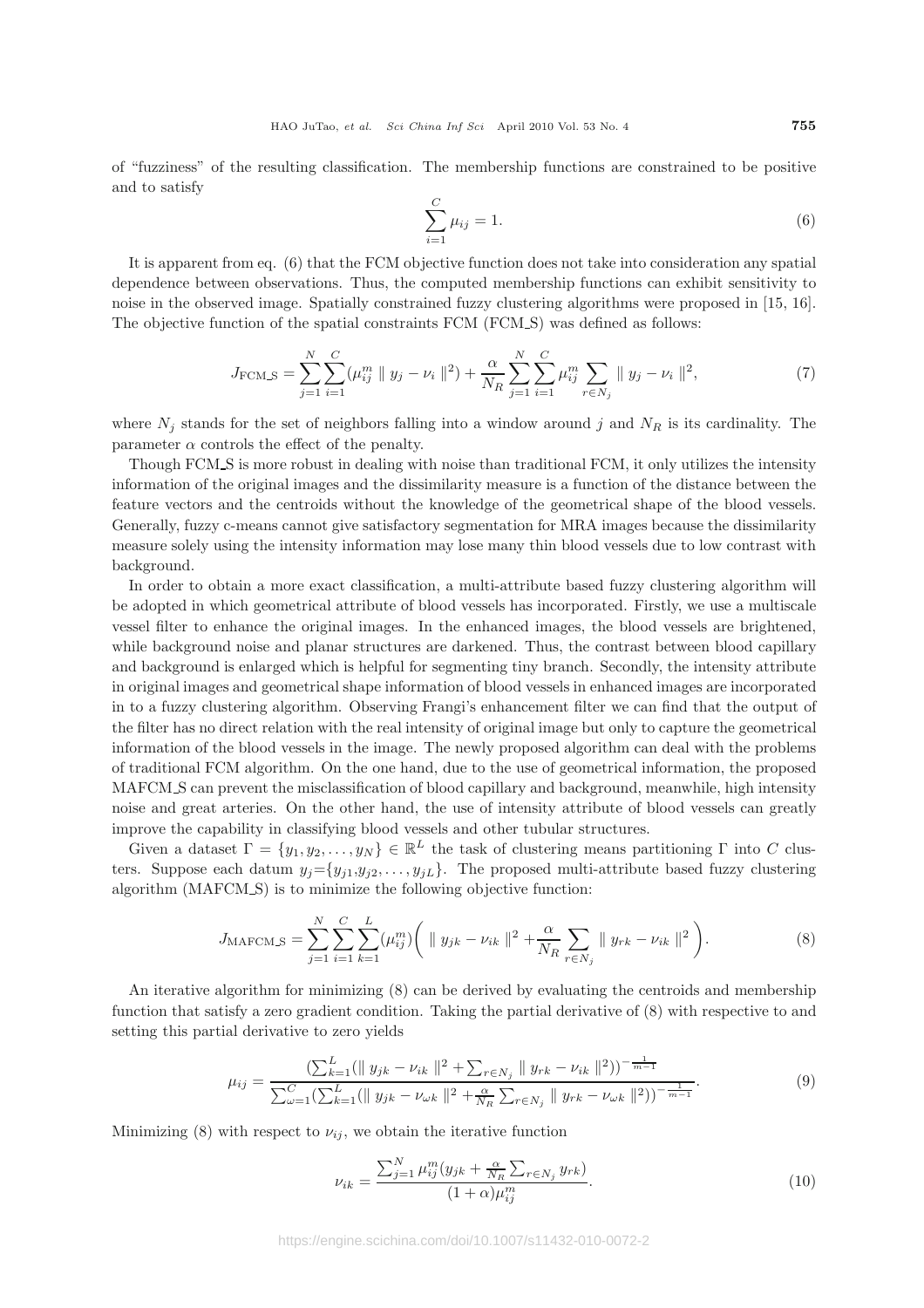of "fuzziness" of the resulting classification. The membership functions are constrained to be positive and to satisfy

$$\sum_{i=1}^{C} \mu_{ij} = 1. \tag{6}$$

It is apparent from eq. (6) that the FCM objective function does not take into consideration any spatial dependence between observations. Thus, the computed membership functions can exhibit sensitivity to noise in the observed image. Spatially constrained fuzzy clustering algorithms were proposed in [15, 16]. The objective function of the spatial constraints FCM (FCM_S) was defined as follows:

$$J_{\text{FCM\_S}} = \sum_{j=1}^{N}\sum_{i=1}^{C}(\mu_{ij}^{m} \parallel y_j - \nu_i \parallel^2) + \frac{\alpha}{N_R}\sum_{j=1}^{N}\sum_{i=1}^{C}\mu_{ij}^{m}\sum_{r\in N_j} \parallel y_j - \nu_i \parallel^2, \tag{7}$$

where $N_j$ stands for the set of neighbors falling into a window around $j$ and $N_R$ is its cardinality. The parameter $\alpha$ controls the effect of the penalty.

Though FCM_S is more robust in dealing with noise than traditional FCM, it only utilizes the intensity information of the original images and the dissimilarity measure is a function of the distance between the feature vectors and the centroids without the knowledge of the geometrical shape of the blood vessels. Generally, fuzzy c-means cannot give satisfactory segmentation for MRA images because the dissimilarity measure solely using the intensity information may lose many thin blood vessels due to low contrast with background.

In order to obtain a more exact classification, a multi-attribute based fuzzy clustering algorithm will be adopted in which geometrical attribute of blood vessels has incorporated. Firstly, we use a multiscale vessel filter to enhance the original images. In the enhanced images, the blood vessels are brightened, while background noise and planar structures are darkened. Thus, the contrast between blood capillary and background is enlarged which is helpful for segmenting tiny branch. Secondly, the intensity attribute in original images and geometrical shape information of blood vessels in enhanced images are incorporated in to a fuzzy clustering algorithm. Observing Frangi's enhancement filter we can find that the output of the filter has no direct relation with the real intensity of original image but only to capture the geometrical information of the blood vessels in the image. The newly proposed algorithm can deal with the problems of traditional FCM algorithm. On the one hand, due to the use of geometrical information, the proposed MAFCM_S can prevent the misclassification of blood capillary and background, meanwhile, high intensity noise and great arteries. On the other hand, the use of intensity attribute of blood vessels can greatly improve the capability in classifying blood vessels and other tubular structures.

Given a dataset $\Gamma = \{y_1, y_2, \ldots, y_N\} \in \mathbb{R}^L$ the task of clustering means partitioning $\Gamma$ into $C$ clusters. Suppose each datum $y_j$=$\{y_{j1}$,$y_{j2}, \ldots, y_{jL}\}$. The proposed multi-attribute based fuzzy clustering algorithm (MAFCM_S) is to minimize the following objective function:

$$J_{\text{MAFCM\_S}} = \sum_{j=1}^{N}\sum_{i=1}^{C}\sum_{k=1}^{L}(\mu_{ij}^{m})\bigg( \parallel y_{jk} - \nu_{ik} \parallel^2 + \frac{\alpha}{N_R}\sum_{r\in N_j} \parallel y_{rk} - \nu_{ik} \parallel^2 \bigg). \tag{8}$$

An iterative algorithm for minimizing (8) can be derived by evaluating the centroids and membership function that satisfy a zero gradient condition. Taking the partial derivative of (8) with respective to and setting this partial derivative to zero yields

$$\mu_{ij} = \frac{(\sum_{k=1}^{L}(\parallel y_{jk} - \nu_{ik} \parallel^2 + \sum_{r\in N_j} \parallel y_{rk} - \nu_{ik} \parallel^2))^{-\frac{1}{m-1}}}{\sum_{\omega=1}^{C}(\sum_{k=1}^{L}(\parallel y_{jk} - \nu_{\omega k} \parallel^2 + \frac{\alpha}{N_R}\sum_{r\in N_j} \parallel y_{rk} - \nu_{\omega k} \parallel^2))^{-\frac{1}{m-1}}}. \tag{9}$$

Minimizing (8) with respect to $\nu_{ij}$, we obtain the iterative function

$$\nu_{ik} = \frac{\sum_{j=1}^{N}\mu_{ij}^{m}(y_{jk} + \frac{\alpha}{N_R}\sum_{r\in N_j} y_{rk})}{(1+\alpha)\mu_{ij}^{m}}. \tag{10}$$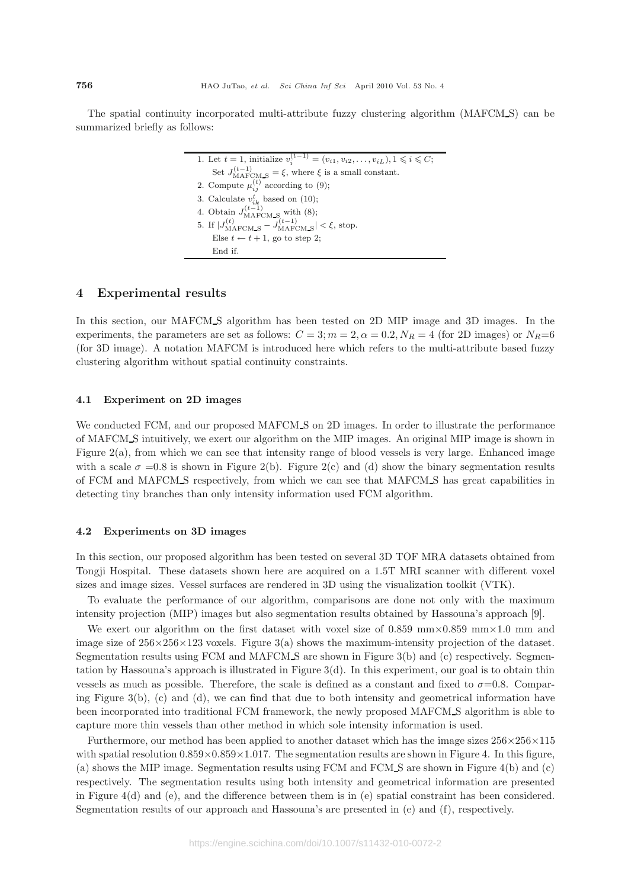The spatial continuity incorporated multi-attribute fuzzy clustering algorithm (MAFCM_S) can be summarized briefly as follows:

1. Let $t = 1$, initialize $v_i^{(t-1)} = (v_{i1}, v_{i2}, \ldots, v_{iL}), 1 \leqslant i \leqslant C$;
   Set $J_{\mathrm{MAFCM\_S}}^{(t-1)} = \xi$, where $\xi$ is a small constant.
2. Compute $\mu_{ij}^{(t)}$ according to (9);
3. Calculate $v_{ik}^{t}$ based on (10);
4. Obtain $J_{\mathrm{MAFCM\_S}}^{(t-1)}$ with (8);
5. If $|J_{\mathrm{MAFCM\_S}}^{(t)} - J_{\mathrm{MAFCM\_S}}^{(t-1)}| < \xi$, stop.
   Else $t \leftarrow t + 1$, go to step 2;
   End if.

## 4 Experimental results

In this section, our MAFCM_S algorithm has been tested on 2D MIP image and 3D images. In the experiments, the parameters are set as follows: $C = 3; m = 2, \alpha = 0.2, N_R = 4$ (for 2D images) or $N_R$=6 (for 3D image). A notation MAFCM is introduced here which refers to the multi-attribute based fuzzy clustering algorithm without spatial continuity constraints.

### 4.1 Experiment on 2D images

We conducted FCM, and our proposed MAFCM_S on 2D images. In order to illustrate the performance of MAFCM_S intuitively, we exert our algorithm on the MIP images. An original MIP image is shown in Figure 2(a), from which we can see that intensity range of blood vessels is very large. Enhanced image with a scale $\sigma$ =0.8 is shown in Figure 2(b). Figure 2(c) and (d) show the binary segmentation results of FCM and MAFCM_S respectively, from which we can see that MAFCM_S has great capabilities in detecting tiny branches than only intensity information used FCM algorithm.

### 4.2 Experiments on 3D images

In this section, our proposed algorithm has been tested on several 3D TOF MRA datasets obtained from Tongji Hospital. These datasets shown here are acquired on a 1.5T MRI scanner with different voxel sizes and image sizes. Vessel surfaces are rendered in 3D using the visualization toolkit (VTK).

To evaluate the performance of our algorithm, comparisons are done not only with the maximum intensity projection (MIP) images but also segmentation results obtained by Hassouna's approach [9].

We exert our algorithm on the first dataset with voxel size of 0.859 mm×0.859 mm×1.0 mm and image size of 256×256×123 voxels. Figure 3(a) shows the maximum-intensity projection of the dataset. Segmentation results using FCM and MAFCM_S are shown in Figure 3(b) and (c) respectively. Segmentation by Hassouna's approach is illustrated in Figure 3(d). In this experiment, our goal is to obtain thin vessels as much as possible. Therefore, the scale is defined as a constant and fixed to $\sigma$=0.8. Comparing Figure 3(b), (c) and (d), we can find that due to both intensity and geometrical information have been incorporated into traditional FCM framework, the newly proposed MAFCM_S algorithm is able to capture more thin vessels than other method in which sole intensity information is used.

Furthermore, our method has been applied to another dataset which has the image sizes 256×256×115 with spatial resolution 0.859×0.859×1.017. The segmentation results are shown in Figure 4. In this figure, (a) shows the MIP image. Segmentation results using FCM and FCM_S are shown in Figure 4(b) and (c) respectively. The segmentation results using both intensity and geometrical information are presented in Figure 4(d) and (e), and the difference between them is in (e) spatial constraint has been considered. Segmentation results of our approach and Hassouna's are presented in (e) and (f), respectively.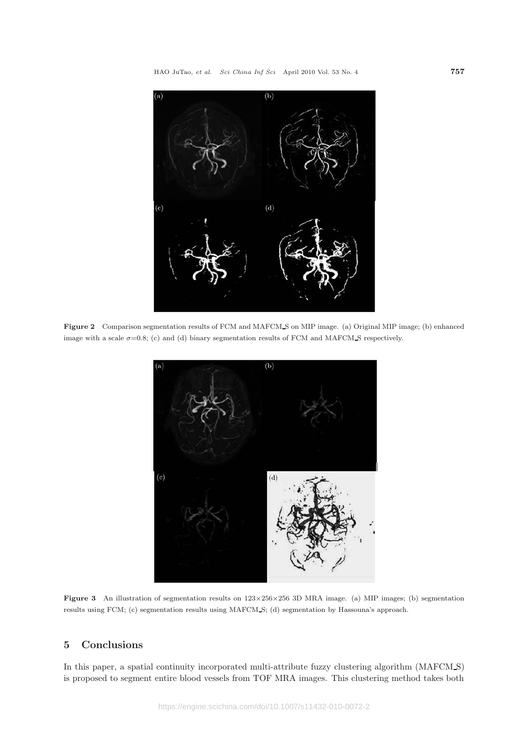**Figure 2** Comparison segmentation results of FCM and MAFCM_S on MIP image. (a) Original MIP image; (b) enhanced image with a scale $\sigma$=0.8; (c) and (d) binary segmentation results of FCM and MAFCM_S respectively.

**Figure 3** An illustration of segmentation results on 123×256×256 3D MRA image. (a) MIP images; (b) segmentation results using FCM; (c) segmentation results using MAFCM_S; (d) segmentation by Hassouna's approach.

## 5 Conclusions

In this paper, a spatial continuity incorporated multi-attribute fuzzy clustering algorithm (MAFCM_S) is proposed to segment entire blood vessels from TOF MRA images. This clustering method takes both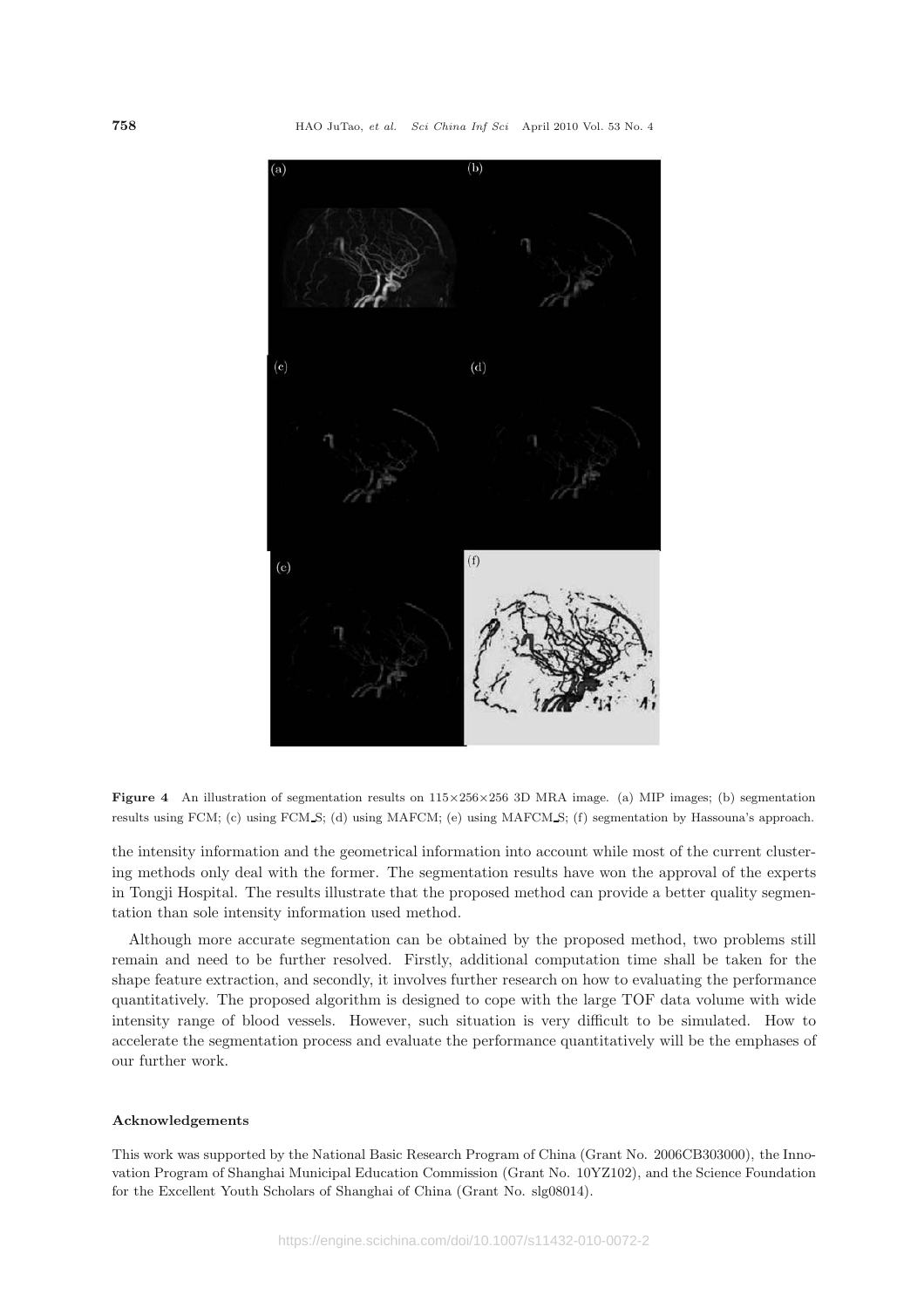**Figure 4** An illustration of segmentation results on 115×256×256 3D MRA image. (a) MIP images; (b) segmentation results using FCM; (c) using FCM_S; (d) using MAFCM; (e) using MAFCM_S; (f) segmentation by Hassouna's approach.

the intensity information and the geometrical information into account while most of the current clustering methods only deal with the former. The segmentation results have won the approval of the experts in Tongji Hospital. The results illustrate that the proposed method can provide a better quality segmentation than sole intensity information used method.

Although more accurate segmentation can be obtained by the proposed method, two problems still remain and need to be further resolved. Firstly, additional computation time shall be taken for the shape feature extraction, and secondly, it involves further research on how to evaluating the performance quantitatively. The proposed algorithm is designed to cope with the large TOF data volume with wide intensity range of blood vessels. However, such situation is very difficult to be simulated. How to accelerate the segmentation process and evaluate the performance quantitatively will be the emphases of our further work.

#### Acknowledgements

This work was supported by the National Basic Research Program of China (Grant No. 2006CB303000), the Innovation Program of Shanghai Municipal Education Commission (Grant No. 10YZ102), and the Science Foundation for the Excellent Youth Scholars of Shanghai of China (Grant No. slg08014).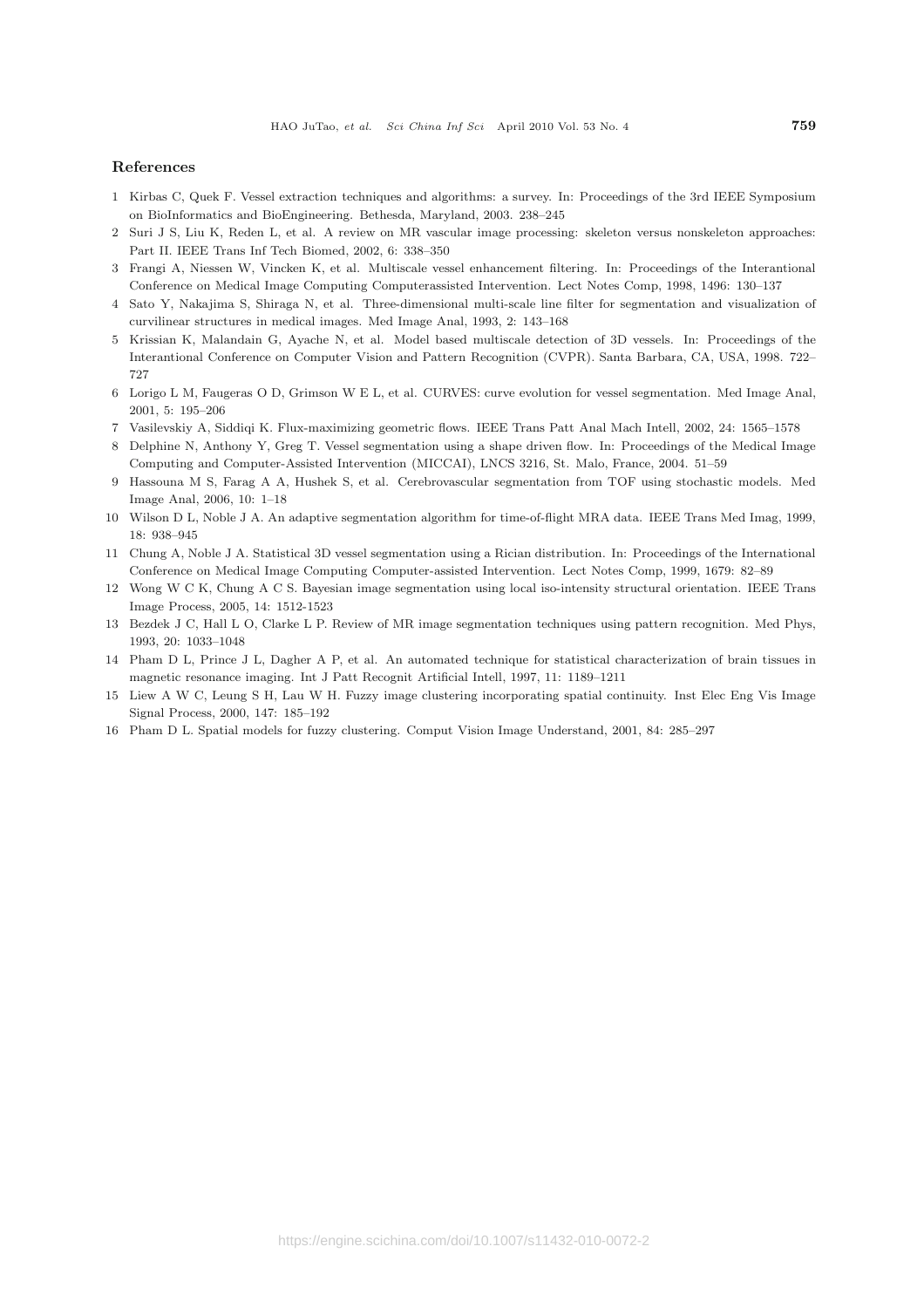## References

1 Kirbas C, Quek F. Vessel extraction techniques and algorithms: a survey. In: Proceedings of the 3rd IEEE Symposium on BioInformatics and BioEngineering. Bethesda, Maryland, 2003. 238–245

2 Suri J S, Liu K, Reden L, et al. A review on MR vascular image processing: skeleton versus nonskeleton approaches: Part II. IEEE Trans Inf Tech Biomed, 2002, 6: 338–350

3 Frangi A, Niessen W, Vincken K, et al. Multiscale vessel enhancement filtering. In: Proceedings of the Interantional Conference on Medical Image Computing Computerassisted Intervention. Lect Notes Comp, 1998, 1496: 130–137

4 Sato Y, Nakajima S, Shiraga N, et al. Three-dimensional multi-scale line filter for segmentation and visualization of curvilinear structures in medical images. Med Image Anal, 1993, 2: 143–168

5 Krissian K, Malandain G, Ayache N, et al. Model based multiscale detection of 3D vessels. In: Proceedings of the Interantional Conference on Computer Vision and Pattern Recognition (CVPR). Santa Barbara, CA, USA, 1998. 722–727

6 Lorigo L M, Faugeras O D, Grimson W E L, et al. CURVES: curve evolution for vessel segmentation. Med Image Anal, 2001, 5: 195–206

7 Vasilevskiy A, Siddiqi K. Flux-maximizing geometric flows. IEEE Trans Patt Anal Mach Intell, 2002, 24: 1565–1578

8 Delphine N, Anthony Y, Greg T. Vessel segmentation using a shape driven flow. In: Proceedings of the Medical Image Computing and Computer-Assisted Intervention (MICCAI), LNCS 3216, St. Malo, France, 2004. 51–59

9 Hassouna M S, Farag A A, Hushek S, et al. Cerebrovascular segmentation from TOF using stochastic models. Med Image Anal, 2006, 10: 1–18

10 Wilson D L, Noble J A. An adaptive segmentation algorithm for time-of-flight MRA data. IEEE Trans Med Imag, 1999, 18: 938–945

11 Chung A, Noble J A. Statistical 3D vessel segmentation using a Rician distribution. In: Proceedings of the International Conference on Medical Image Computing Computer-assisted Intervention. Lect Notes Comp, 1999, 1679: 82–89

12 Wong W C K, Chung A C S. Bayesian image segmentation using local iso-intensity structural orientation. IEEE Trans Image Process, 2005, 14: 1512-1523

13 Bezdek J C, Hall L O, Clarke L P. Review of MR image segmentation techniques using pattern recognition. Med Phys, 1993, 20: 1033–1048

14 Pham D L, Prince J L, Dagher A P, et al. An automated technique for statistical characterization of brain tissues in magnetic resonance imaging. Int J Patt Recognit Artificial Intell, 1997, 11: 1189–1211

15 Liew A W C, Leung S H, Lau W H. Fuzzy image clustering incorporating spatial continuity. Inst Elec Eng Vis Image Signal Process, 2000, 147: 185–192

16 Pham D L. Spatial models for fuzzy clustering. Comput Vision Image Understand, 2001, 84: 285–297